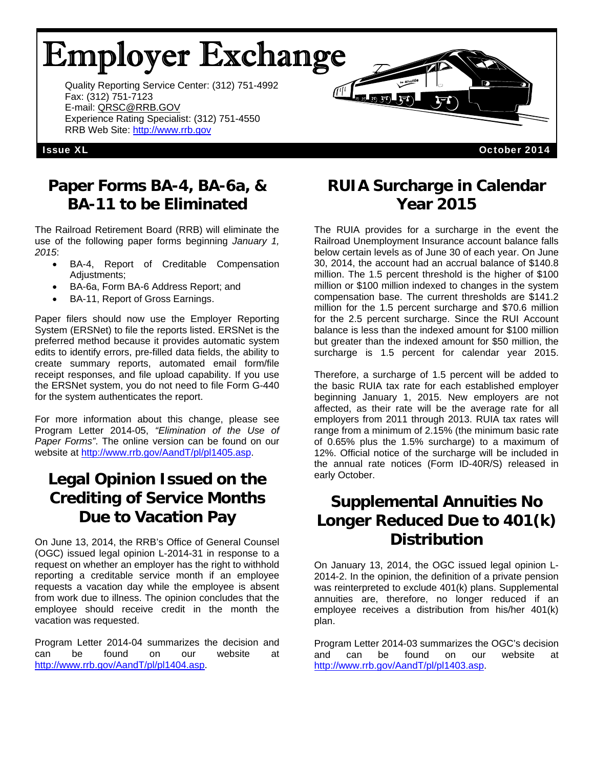# Employer Exchange

Quality Reporting Service Center: (312) 751-4992
Fax: (312) 751-7123
E-mail: QRSC@RRB.GOV
Experience Rating Specialist: (312) 751-4550
RRB Web Site: http://www.rrb.gov

**Issue XL** | **October 2014**

## Paper Forms BA-4, BA-6a, & BA-11 to be Eliminated

The Railroad Retirement Board (RRB) will eliminate the use of the following paper forms beginning *January 1, 2015*:

- BA-4, Report of Creditable Compensation Adjustments;
- BA-6a, Form BA-6 Address Report; and
- BA-11, Report of Gross Earnings.

Paper filers should now use the Employer Reporting System (ERSNet) to file the reports listed. ERSNet is the preferred method because it provides automatic system edits to identify errors, pre-filled data fields, the ability to create summary reports, automated email form/file receipt responses, and file upload capability. If you use the ERSNet system, you do not need to file Form G-440 for the system authenticates the report.

For more information about this change, please see Program Letter 2014-05, *"Elimination of the Use of Paper Forms"*. The online version can be found on our website at http://www.rrb.gov/AandT/pl/pl1405.asp.

## Legal Opinion Issued on the Crediting of Service Months Due to Vacation Pay

On June 13, 2014, the RRB's Office of General Counsel (OGC) issued legal opinion L-2014-31 in response to a request on whether an employer has the right to withhold reporting a creditable service month if an employee requests a vacation day while the employee is absent from work due to illness. The opinion concludes that the employee should receive credit in the month the vacation was requested.

Program Letter 2014-04 summarizes the decision and can be found on our website at http://www.rrb.gov/AandT/pl/pl1404.asp.

## RUIA Surcharge in Calendar Year 2015

The RUIA provides for a surcharge in the event the Railroad Unemployment Insurance account balance falls below certain levels as of June 30 of each year. On June 30, 2014, the account had an accrual balance of $140.8 million. The 1.5 percent threshold is the higher of $100 million or $100 million indexed to changes in the system compensation base. The current thresholds are $141.2 million for the 1.5 percent surcharge and $70.6 million for the 2.5 percent surcharge. Since the RUI Account balance is less than the indexed amount for $100 million but greater than the indexed amount for $50 million, the surcharge is 1.5 percent for calendar year 2015.

Therefore, a surcharge of 1.5 percent will be added to the basic RUIA tax rate for each established employer beginning January 1, 2015. New employers are not affected, as their rate will be the average rate for all employers from 2011 through 2013. RUIA tax rates will range from a minimum of 2.15% (the minimum basic rate of 0.65% plus the 1.5% surcharge) to a maximum of 12%. Official notice of the surcharge will be included in the annual rate notices (Form ID-40R/S) released in early October.

## Supplemental Annuities No Longer Reduced Due to 401(k) Distribution

On January 13, 2014, the OGC issued legal opinion L-2014-2. In the opinion, the definition of a private pension was reinterpreted to exclude 401(k) plans. Supplemental annuities are, therefore, no longer reduced if an employee receives a distribution from his/her 401(k) plan.

Program Letter 2014-03 summarizes the OGC's decision and can be found on our website at http://www.rrb.gov/AandT/pl/pl1403.asp.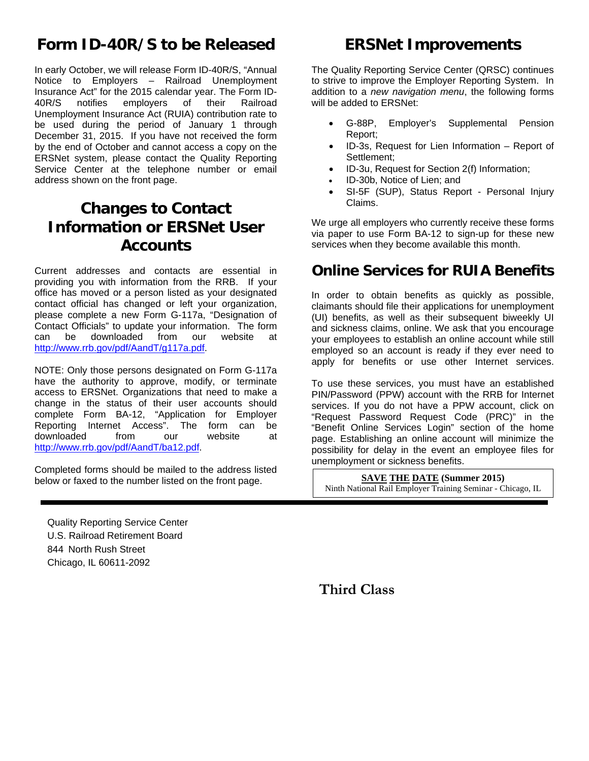## Form ID-40R/S to be Released

In early October, we will release Form ID-40R/S, "Annual Notice to Employers – Railroad Unemployment Insurance Act" for the 2015 calendar year. The Form ID-40R/S notifies employers of their Railroad Unemployment Insurance Act (RUIA) contribution rate to be used during the period of January 1 through December 31, 2015. If you have not received the form by the end of October and cannot access a copy on the ERSNet system, please contact the Quality Reporting Service Center at the telephone number or email address shown on the front page.

## Changes to Contact Information or ERSNet User Accounts

Current addresses and contacts are essential in providing you with information from the RRB. If your office has moved or a person listed as your designated contact official has changed or left your organization, please complete a new Form G-117a, "Designation of Contact Officials" to update your information. The form can be downloaded from our website at http://www.rrb.gov/pdf/AandT/g117a.pdf.

NOTE: Only those persons designated on Form G-117a have the authority to approve, modify, or terminate access to ERSNet. Organizations that need to make a change in the status of their user accounts should complete Form BA-12, "Application for Employer Reporting Internet Access". The form can be downloaded from our website at http://www.rrb.gov/pdf/AandT/ba12.pdf.

Completed forms should be mailed to the address listed below or faxed to the number listed on the front page.

## ERSNet Improvements

The Quality Reporting Service Center (QRSC) continues to strive to improve the Employer Reporting System. In addition to a *new navigation menu*, the following forms will be added to ERSNet:

- G-88P, Employer's Supplemental Pension Report;
- ID-3s, Request for Lien Information – Report of Settlement;
- ID-3u, Request for Section 2(f) Information;
- ID-30b, Notice of Lien; and
- SI-5F (SUP), Status Report - Personal Injury Claims.

We urge all employers who currently receive these forms via paper to use Form BA-12 to sign-up for these new services when they become available this month.

## Online Services for RUIA Benefits

In order to obtain benefits as quickly as possible, claimants should file their applications for unemployment (UI) benefits, as well as their subsequent biweekly UI and sickness claims, online. We ask that you encourage your employees to establish an online account while still employed so an account is ready if they ever need to apply for benefits or use other Internet services.

To use these services, you must have an established PIN/Password (PPW) account with the RRB for Internet services. If you do not have a PPW account, click on "Request Password Request Code (PRC)" in the "Benefit Online Services Login" section of the home page. Establishing an online account will minimize the possibility for delay in the event an employee files for unemployment or sickness benefits.

**SAVE THE DATE (Summer 2015)**
Ninth National Rail Employer Training Seminar - Chicago, IL

---

Quality Reporting Service Center
U.S. Railroad Retirement Board
844 North Rush Street
Chicago, IL 60611-2092

**Third Class**